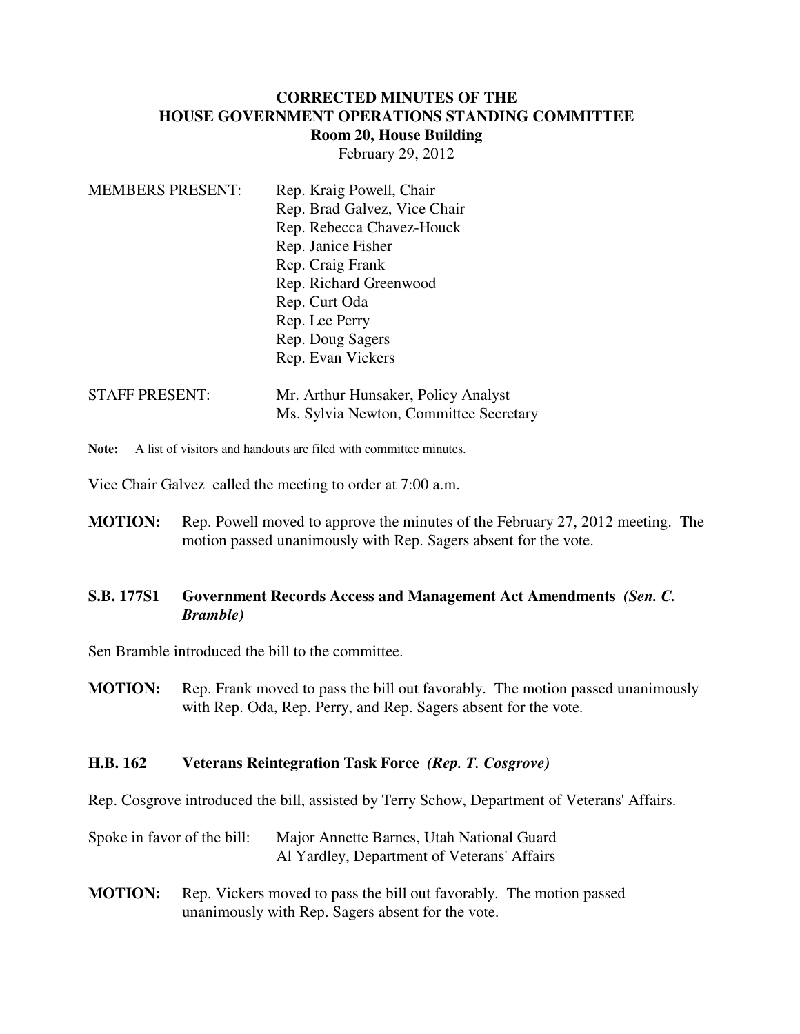# CORRECTED MINUTES OF THE HOUSE GOVERNMENT OPERATIONS STANDING COMMITTEE

**Room 20, House Building**

February 29, 2012

| | |
|---|---|
| MEMBERS PRESENT: | Rep. Kraig Powell, Chair |
| | Rep. Brad Galvez, Vice Chair |
| | Rep. Rebecca Chavez-Houck |
| | Rep. Janice Fisher |
| | Rep. Craig Frank |
| | Rep. Richard Greenwood |
| | Rep. Curt Oda |
| | Rep. Lee Perry |
| | Rep. Doug Sagers |
| | Rep. Evan Vickers |
| STAFF PRESENT: | Mr. Arthur Hunsaker, Policy Analyst |
| | Ms. Sylvia Newton, Committee Secretary |

**Note:** A list of visitors and handouts are filed with committee minutes.

Vice Chair Galvez called the meeting to order at 7:00 a.m.

**MOTION:** Rep. Powell moved to approve the minutes of the February 27, 2012 meeting. The motion passed unanimously with Rep. Sagers absent for the vote.

## S.B. 177S1 Government Records Access and Management Act Amendments *(Sen. C. Bramble)*

Sen Bramble introduced the bill to the committee.

**MOTION:** Rep. Frank moved to pass the bill out favorably. The motion passed unanimously with Rep. Oda, Rep. Perry, and Rep. Sagers absent for the vote.

## H.B. 162 Veterans Reintegration Task Force *(Rep. T. Cosgrove)*

Rep. Cosgrove introduced the bill, assisted by Terry Schow, Department of Veterans' Affairs.

| | |
|---|---|
| Spoke in favor of the bill: | Major Annette Barnes, Utah National Guard |
| | Al Yardley, Department of Veterans' Affairs |

**MOTION:** Rep. Vickers moved to pass the bill out favorably. The motion passed unanimously with Rep. Sagers absent for the vote.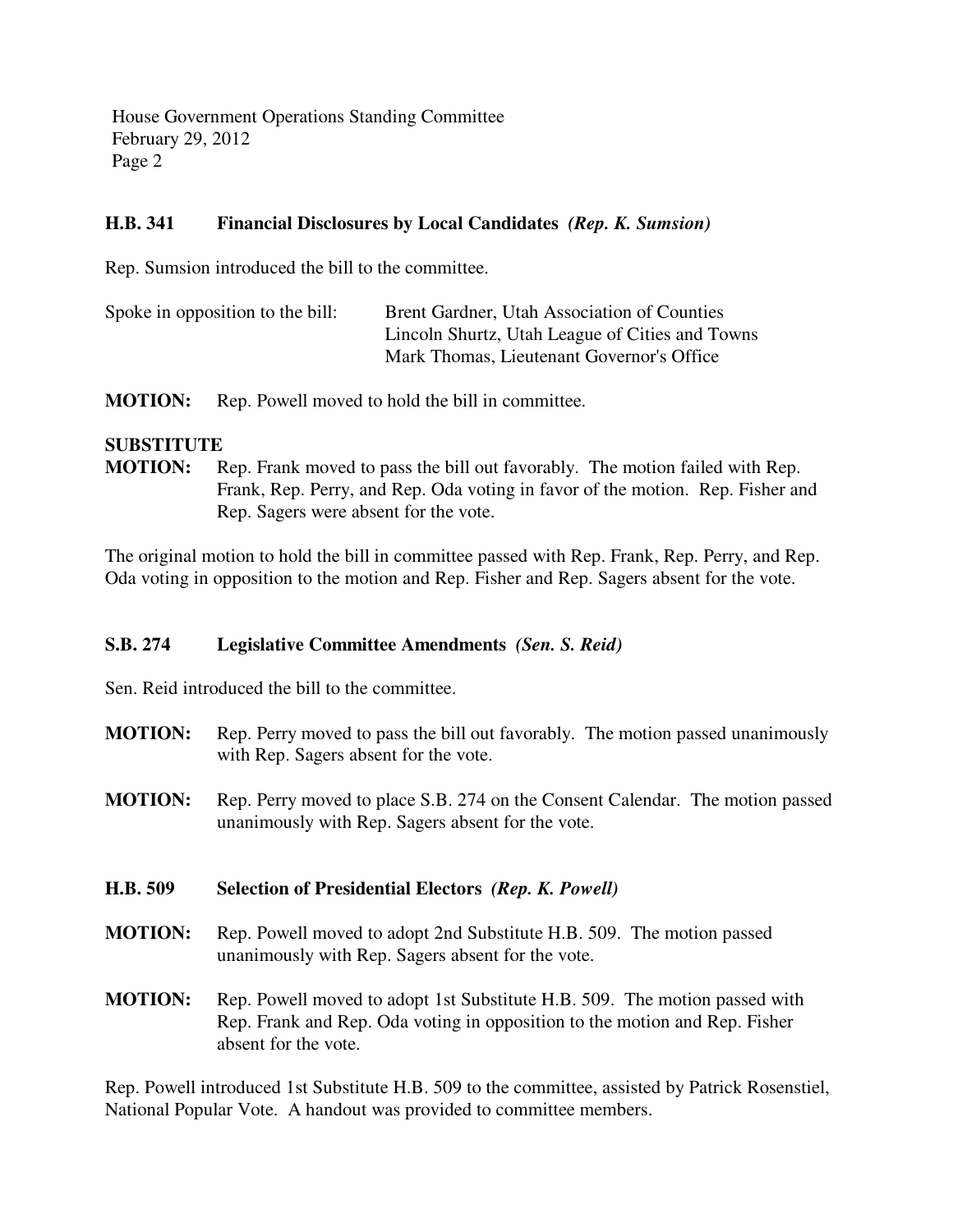### H.B. 341 Financial Disclosures by Local Candidates *(Rep. K. Sumsion)*

Rep. Sumsion introduced the bill to the committee.

Spoke in opposition to the bill:
- Brent Gardner, Utah Association of Counties
- Lincoln Shurtz, Utah League of Cities and Towns
- Mark Thomas, Lieutenant Governor's Office

**MOTION:** Rep. Powell moved to hold the bill in committee.

**SUBSTITUTE MOTION:** Rep. Frank moved to pass the bill out favorably. The motion failed with Rep. Frank, Rep. Perry, and Rep. Oda voting in favor of the motion. Rep. Fisher and Rep. Sagers were absent for the vote.

The original motion to hold the bill in committee passed with Rep. Frank, Rep. Perry, and Rep. Oda voting in opposition to the motion and Rep. Fisher and Rep. Sagers absent for the vote.

### S.B. 274 Legislative Committee Amendments *(Sen. S. Reid)*

Sen. Reid introduced the bill to the committee.

**MOTION:** Rep. Perry moved to pass the bill out favorably. The motion passed unanimously with Rep. Sagers absent for the vote.

**MOTION:** Rep. Perry moved to place S.B. 274 on the Consent Calendar. The motion passed unanimously with Rep. Sagers absent for the vote.

### H.B. 509 Selection of Presidential Electors *(Rep. K. Powell)*

**MOTION:** Rep. Powell moved to adopt 2nd Substitute H.B. 509. The motion passed unanimously with Rep. Sagers absent for the vote.

**MOTION:** Rep. Powell moved to adopt 1st Substitute H.B. 509. The motion passed with Rep. Frank and Rep. Oda voting in opposition to the motion and Rep. Fisher absent for the vote.

Rep. Powell introduced 1st Substitute H.B. 509 to the committee, assisted by Patrick Rosenstiel, National Popular Vote. A handout was provided to committee members.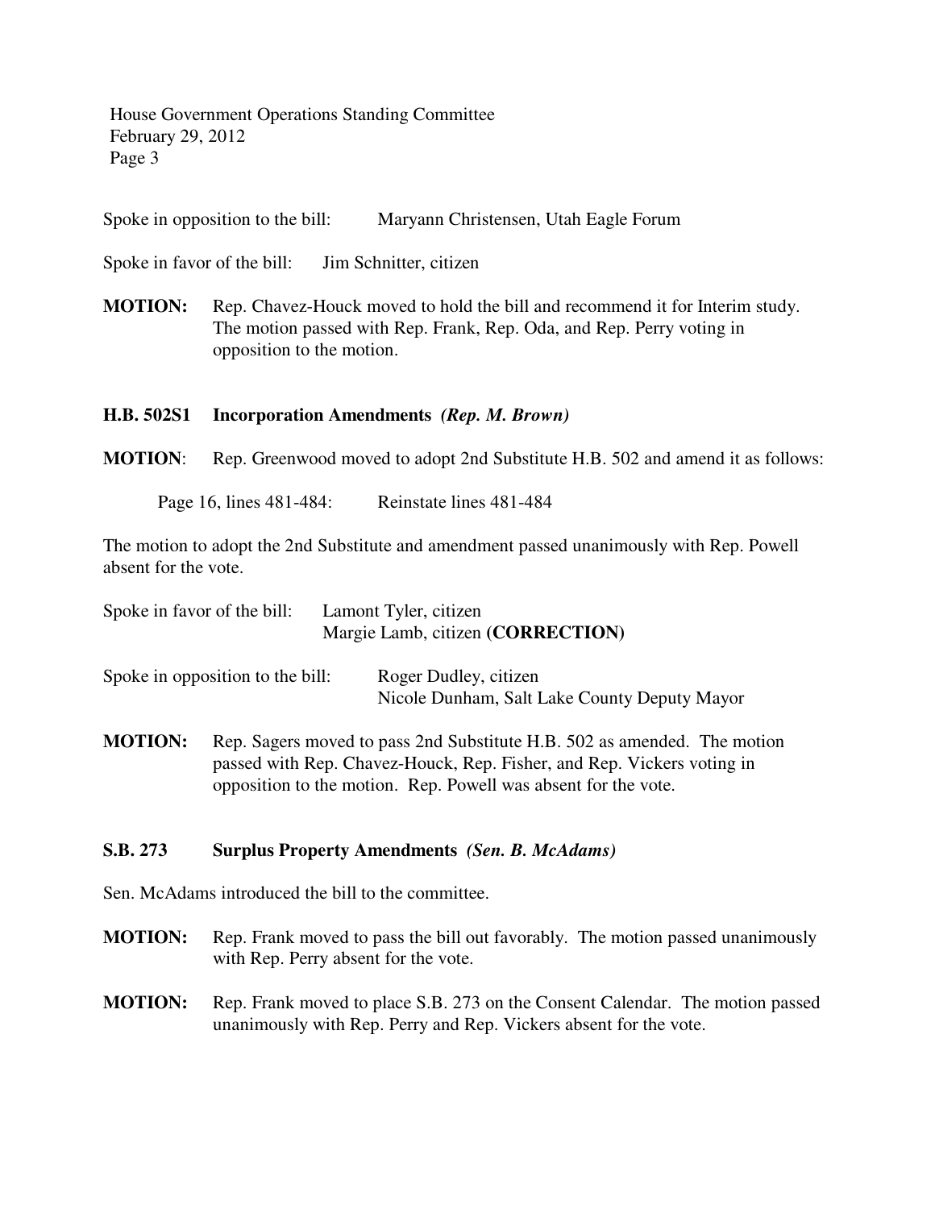Spoke in opposition to the bill: Maryann Christensen, Utah Eagle Forum

Spoke in favor of the bill: Jim Schnitter, citizen

**MOTION:** Rep. Chavez-Houck moved to hold the bill and recommend it for Interim study. The motion passed with Rep. Frank, Rep. Oda, and Rep. Perry voting in opposition to the motion.

**H.B. 502S1 Incorporation Amendments** ***(Rep. M. Brown)***

**MOTION**: Rep. Greenwood moved to adopt 2nd Substitute H.B. 502 and amend it as follows:

Page 16, lines 481-484: Reinstate lines 481-484

The motion to adopt the 2nd Substitute and amendment passed unanimously with Rep. Powell absent for the vote.

Spoke in favor of the bill: Lamont Tyler, citizen
Margie Lamb, citizen **(CORRECTION)**

Spoke in opposition to the bill: Roger Dudley, citizen
Nicole Dunham, Salt Lake County Deputy Mayor

**MOTION:** Rep. Sagers moved to pass 2nd Substitute H.B. 502 as amended. The motion passed with Rep. Chavez-Houck, Rep. Fisher, and Rep. Vickers voting in opposition to the motion. Rep. Powell was absent for the vote.

**S.B. 273 Surplus Property Amendments** ***(Sen. B. McAdams)***

Sen. McAdams introduced the bill to the committee.

**MOTION:** Rep. Frank moved to pass the bill out favorably. The motion passed unanimously with Rep. Perry absent for the vote.

**MOTION:** Rep. Frank moved to place S.B. 273 on the Consent Calendar. The motion passed unanimously with Rep. Perry and Rep. Vickers absent for the vote.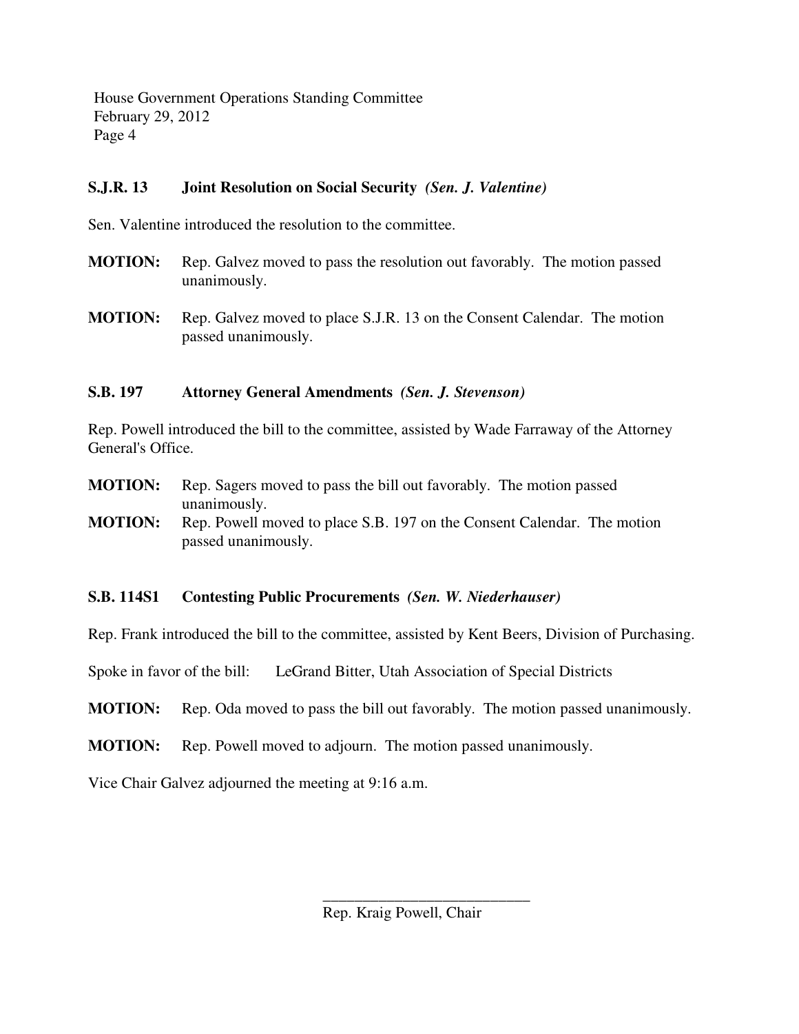**S.J.R. 13 Joint Resolution on Social Security** ***(Sen. J. Valentine)***

Sen. Valentine introduced the resolution to the committee.

**MOTION:** Rep. Galvez moved to pass the resolution out favorably. The motion passed unanimously.

**MOTION:** Rep. Galvez moved to place S.J.R. 13 on the Consent Calendar. The motion passed unanimously.

**S.B. 197 Attorney General Amendments** ***(Sen. J. Stevenson)***

Rep. Powell introduced the bill to the committee, assisted by Wade Farraway of the Attorney General's Office.

**MOTION:** Rep. Sagers moved to pass the bill out favorably. The motion passed unanimously.

**MOTION:** Rep. Powell moved to place S.B. 197 on the Consent Calendar. The motion passed unanimously.

**S.B. 114S1 Contesting Public Procurements** ***(Sen. W. Niederhauser)***

Rep. Frank introduced the bill to the committee, assisted by Kent Beers, Division of Purchasing.

Spoke in favor of the bill: LeGrand Bitter, Utah Association of Special Districts

**MOTION:** Rep. Oda moved to pass the bill out favorably. The motion passed unanimously.

**MOTION:** Rep. Powell moved to adjourn. The motion passed unanimously.

Vice Chair Galvez adjourned the meeting at 9:16 a.m.

___________________________

Rep. Kraig Powell, Chair